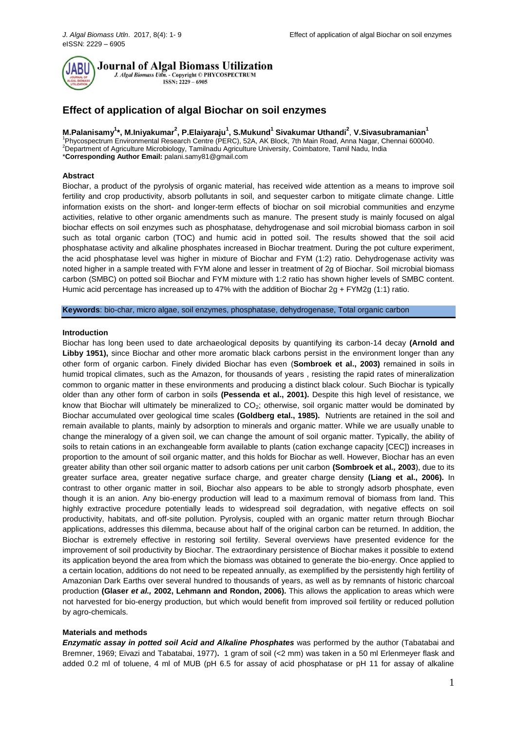# Effect of application of algal Biochar on soil enzymes

**M.Palanisamy[1]*, M.Iniyakumar[2], P.Elaiyaraju[1], S.Mukund[1] Sivakumar Uthandi[2], V.Sivasubramanian[1]**

[1]Phycospectrum Environmental Research Centre (PERC), 52A, AK Block, 7th Main Road, Anna Nagar, Chennai 600040.
[2]Department of Agriculture Microbiology, Tamilnadu Agriculture University, Coimbatore, Tamil Nadu, India
***Corresponding Author Email:** palani.samy81@gmail.com

### Abstract

Biochar, a product of the pyrolysis of organic material, has received wide attention as a means to improve soil fertility and crop productivity, absorb pollutants in soil, and sequester carbon to mitigate climate change. Little information exists on the short- and longer-term effects of biochar on soil microbial communities and enzyme activities, relative to other organic amendments such as manure. The present study is mainly focused on algal biochar effects on soil enzymes such as phosphatase, dehydrogenase and soil microbial biomass carbon in soil such as total organic carbon (TOC) and humic acid in potted soil. The results showed that the soil acid phosphatase activity and alkaline phosphates increased in Biochar treatment. During the pot culture experiment, the acid phosphatase level was higher in mixture of Biochar and FYM (1:2) ratio. Dehydrogenase activity was noted higher in a sample treated with FYM alone and lesser in treatment of 2g of Biochar. Soil microbial biomass carbon (SMBC) on potted soil Biochar and FYM mixture with 1:2 ratio has shown higher levels of SMBC content. Humic acid percentage has increased up to 47% with the addition of Biochar 2g + FYM2g (1:1) ratio.

**Keywords**: bio-char, micro algae, soil enzymes, phosphatase, dehydrogenase, Total organic carbon

### Introduction

Biochar has long been used to date archaeological deposits by quantifying its carbon-14 decay **(Arnold and Libby 1951),** since Biochar and other more aromatic black carbons persist in the environment longer than any other form of organic carbon. Finely divided Biochar has even (**Sombroek et al., 2003)** remained in soils in humid tropical climates, such as the Amazon, for thousands of years , resisting the rapid rates of mineralization common to organic matter in these environments and producing a distinct black colour. Such Biochar is typically older than any other form of carbon in soils **(Pessenda et al., 2001).** Despite this high level of resistance, we know that Biochar will ultimately be mineralized to $CO_2$; otherwise, soil organic matter would be dominated by Biochar accumulated over geological time scales **(Goldberg etal., 1985).** Nutrients are retained in the soil and remain available to plants, mainly by adsorption to minerals and organic matter. While we are usually unable to change the mineralogy of a given soil, we can change the amount of soil organic matter. Typically, the ability of soils to retain cations in an exchangeable form available to plants (cation exchange capacity [CEC]) increases in proportion to the amount of soil organic matter, and this holds for Biochar as well. However, Biochar has an even greater ability than other soil organic matter to adsorb cations per unit carbon (**Sombroek et al., 2003**), due to its greater surface area, greater negative surface charge, and greater charge density **(Liang et al., 2006).** In contrast to other organic matter in soil, Biochar also appears to be able to strongly adsorb phosphate, even though it is an anion. Any bio-energy production will lead to a maximum removal of biomass from land. This highly extractive procedure potentially leads to widespread soil degradation, with negative effects on soil productivity, habitats, and off-site pollution. Pyrolysis, coupled with an organic matter return through Biochar applications, addresses this dilemma, because about half of the original carbon can be returned. In addition, the Biochar is extremely effective in restoring soil fertility. Several overviews have presented evidence for the improvement of soil productivity by Biochar. The extraordinary persistence of Biochar makes it possible to extend its application beyond the area from which the biomass was obtained to generate the bio-energy. Once applied to a certain location, additions do not need to be repeated annually, as exemplified by the persistently high fertility of Amazonian Dark Earths over several hundred to thousands of years, as well as by remnants of historic charcoal production **(Glaser *et al.,* 2002, Lehmann and Rondon, 2006).** This allows the application to areas which were not harvested for bio-energy production, but which would benefit from improved soil fertility or reduced pollution by agro-chemicals.

### Materials and methods

***Enzymatic assay in potted soil Acid and Alkaline Phosphates*** was performed by the author (Tabatabai and Bremner, 1969; Eivazi and Tabatabai, 1977)**.** 1 gram of soil (<2 mm) was taken in a 50 ml Erlenmeyer flask and added 0.2 ml of toluene, 4 ml of MUB (pH 6.5 for assay of acid phosphatase or pH 11 for assay of alkaline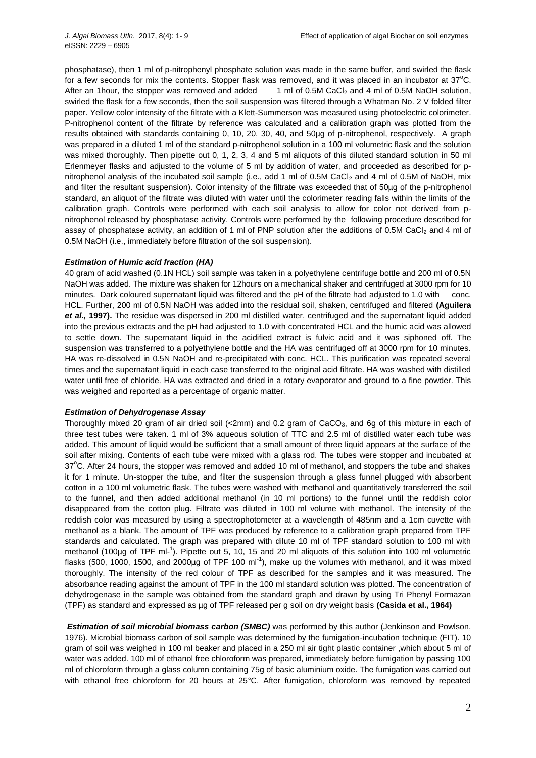phosphatase), then 1 ml of p-nitrophenyl phosphate solution was made in the same buffer, and swirled the flask for a few seconds for mix the contents. Stopper flask was removed, and it was placed in an incubator at 37°C. After an 1hour, the stopper was removed and added 1 ml of 0.5M $CaCl_2$ and 4 ml of 0.5M NaOH solution, swirled the flask for a few seconds, then the soil suspension was filtered through a Whatman No. 2 V folded filter paper. Yellow color intensity of the filtrate with a Klett-Summerson was measured using photoelectric colorimeter. P-nitrophenol content of the filtrate by reference was calculated and a calibration graph was plotted from the results obtained with standards containing 0, 10, 20, 30, 40, and 50µg of p-nitrophenol, respectively. A graph was prepared in a diluted 1 ml of the standard p-nitrophenol solution in a 100 ml volumetric flask and the solution was mixed thoroughly. Then pipette out 0, 1, 2, 3, 4 and 5 ml aliquots of this diluted standard solution in 50 ml Erlenmeyer flasks and adjusted to the volume of 5 ml by addition of water, and proceeded as described for p-nitrophenol analysis of the incubated soil sample (i.e., add 1 ml of 0.5M $CaCl_2$ and 4 ml of 0.5M of NaOH, mix and filter the resultant suspension). Color intensity of the filtrate was exceeded that of 50µg of the p-nitrophenol standard, an aliquot of the filtrate was diluted with water until the colorimeter reading falls within the limits of the calibration graph. Controls were performed with each soil analysis to allow for color not derived from p-nitrophenol released by phosphatase activity. Controls were performed by the following procedure described for assay of phosphatase activity, an addition of 1 ml of PNP solution after the additions of 0.5M $CaCl_2$ and 4 ml of 0.5M NaOH (i.e., immediately before filtration of the soil suspension).

### *Estimation of Humic acid fraction (HA)*

40 gram of acid washed (0.1N HCL) soil sample was taken in a polyethylene centrifuge bottle and 200 ml of 0.5N NaOH was added. The mixture was shaken for 12hours on a mechanical shaker and centrifuged at 3000 rpm for 10 minutes. Dark coloured supernatant liquid was filtered and the pH of the filtrate had adjusted to 1.0 with conc. HCL. Further, 200 ml of 0.5N NaOH was added into the residual soil, shaken, centrifuged and filtered **(Aguilera *et al.,* 1997).** The residue was dispersed in 200 ml distilled water, centrifuged and the supernatant liquid added into the previous extracts and the pH had adjusted to 1.0 with concentrated HCL and the humic acid was allowed to settle down. The supernatant liquid in the acidified extract is fulvic acid and it was siphoned off. The suspension was transferred to a polyethylene bottle and the HA was centrifuged off at 3000 rpm for 10 minutes. HA was re-dissolved in 0.5N NaOH and re-precipitated with conc. HCL. This purification was repeated several times and the supernatant liquid in each case transferred to the original acid filtrate. HA was washed with distilled water until free of chloride. HA was extracted and dried in a rotary evaporator and ground to a fine powder. This was weighed and reported as a percentage of organic matter.

### *Estimation of Dehydrogenase Assay*

Thoroughly mixed 20 gram of air dried soil (<2mm) and 0.2 gram of $CaCO_3$, and 6g of this mixture in each of three test tubes were taken. 1 ml of 3% aqueous solution of TTC and 2.5 ml of distilled water each tube was added. This amount of liquid would be sufficient that a small amount of three liquid appears at the surface of the soil after mixing. Contents of each tube were mixed with a glass rod. The tubes were stopper and incubated at 37°C. After 24 hours, the stopper was removed and added 10 ml of methanol, and stoppers the tube and shakes it for 1 minute. Un-stopper the tube, and filter the suspension through a glass funnel plugged with absorbent cotton in a 100 ml volumetric flask. The tubes were washed with methanol and quantitatively transferred the soil to the funnel, and then added additional methanol (in 10 ml portions) to the funnel until the reddish color disappeared from the cotton plug. Filtrate was diluted in 100 ml volume with methanol. The intensity of the reddish color was measured by using a spectrophotometer at a wavelength of 485nm and a 1cm cuvette with methanol as a blank. The amount of TPF was produced by reference to a calibration graph prepared from TPF standards and calculated. The graph was prepared with dilute 10 ml of TPF standard solution to 100 ml with methanol (100µg of TPF $ml^{-1}$). Pipette out 5, 10, 15 and 20 ml aliquots of this solution into 100 ml volumetric flasks (500, 1000, 1500, and 2000µg of TPF 100 $ml^{-1}$), make up the volumes with methanol, and it was mixed thoroughly. The intensity of the red colour of TPF as described for the samples and it was measured. The absorbance reading against the amount of TPF in the 100 ml standard solution was plotted. The concentration of dehydrogenase in the sample was obtained from the standard graph and drawn by using Tri Phenyl Formazan (TPF) as standard and expressed as µg of TPF released per g soil on dry weight basis **(Casida et al., 1964)**

***Estimation of soil microbial biomass carbon (SMBC)*** was performed by this author (Jenkinson and Powlson, 1976). Microbial biomass carbon of soil sample was determined by the fumigation-incubation technique (FIT). 10 gram of soil was weighed in 100 ml beaker and placed in a 250 ml air tight plastic container ,which about 5 ml of water was added. 100 ml of ethanol free chloroform was prepared, immediately before fumigation by passing 100 ml of chloroform through a glass column containing 75g of basic aluminium oxide. The fumigation was carried out with ethanol free chloroform for 20 hours at 25°C. After fumigation, chloroform was removed by repeated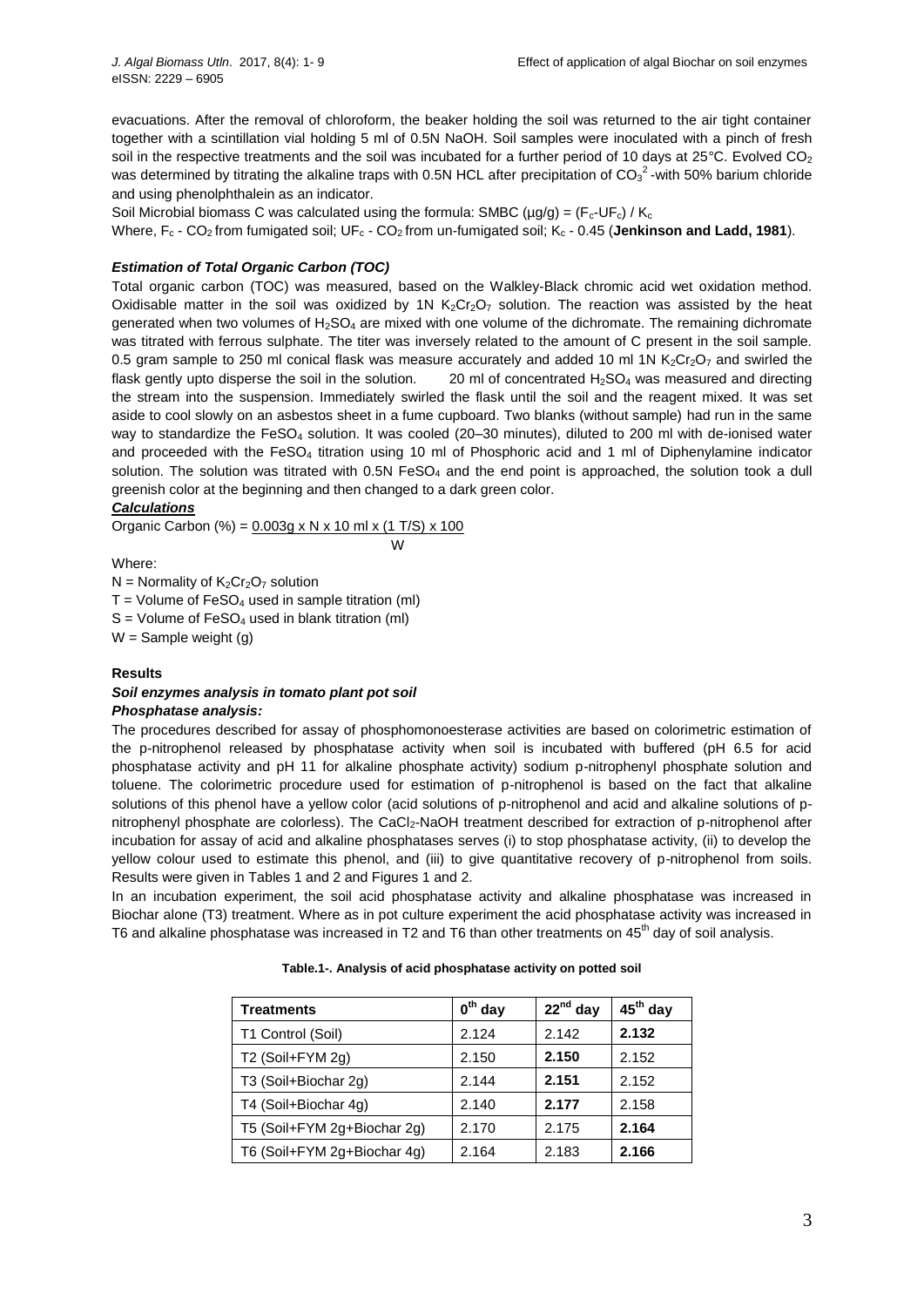evacuations. After the removal of chloroform, the beaker holding the soil was returned to the air tight container together with a scintillation vial holding 5 ml of 0.5N NaOH. Soil samples were inoculated with a pinch of fresh soil in the respective treatments and the soil was incubated for a further period of 10 days at 25°C. Evolved $CO_2$ was determined by titrating the alkaline traps with 0.5N HCL after precipitation of $CO_3^{2}$ -with 50% barium chloride and using phenolphthalein as an indicator.

Soil Microbial biomass C was calculated using the formula: SMBC (µg/g) = $(F_c\text{-}UF_c) / K_c$

Where, $F_c$ - $CO_2$ from fumigated soil; $UF_c$ - $CO_2$ from un-fumigated soil; $K_c$ - 0.45 (**Jenkinson and Ladd, 1981**).

### *Estimation of Total Organic Carbon (TOC)*

Total organic carbon (TOC) was measured, based on the Walkley-Black chromic acid wet oxidation method. Oxidisable matter in the soil was oxidized by 1N $K_2Cr_2O_7$ solution. The reaction was assisted by the heat generated when two volumes of $H_2SO_4$ are mixed with one volume of the dichromate. The remaining dichromate was titrated with ferrous sulphate. The titer was inversely related to the amount of C present in the soil sample. 0.5 gram sample to 250 ml conical flask was measure accurately and added 10 ml 1N $K_2Cr_2O_7$ and swirled the flask gently upto disperse the soil in the solution. 20 ml of concentrated $H_2SO_4$ was measured and directing the stream into the suspension. Immediately swirled the flask until the soil and the reagent mixed. It was set aside to cool slowly on an asbestos sheet in a fume cupboard. Two blanks (without sample) had run in the same way to standardize the $FeSO_4$ solution. It was cooled (20–30 minutes), diluted to 200 ml with de-ionised water and proceeded with the $FeSO_4$ titration using 10 ml of Phosphoric acid and 1 ml of Diphenylamine indicator solution. The solution was titrated with 0.5N $FeSO_4$ and the end point is approached, the solution took a dull greenish color at the beginning and then changed to a dark green color.

#### *Calculations*

$$\text{Organic Carbon (\%)} = \frac{0.003g \times N \times 10\text{ ml} \times (1\text{ T/S}) \times 100}{W}$$

Where:

N = Normality of $K_2Cr_2O_7$ solution

T = Volume of $FeSO_4$ used in sample titration (ml)

S = Volume of $FeSO_4$ used in blank titration (ml)

W = Sample weight (g)

## Results

### *Soil enzymes analysis in tomato plant pot soil*

#### *Phosphatase analysis:*

The procedures described for assay of phosphomonoesterase activities are based on colorimetric estimation of the p-nitrophenol released by phosphatase activity when soil is incubated with buffered (pH 6.5 for acid phosphatase activity and pH 11 for alkaline phosphate activity) sodium p-nitrophenyl phosphate solution and toluene. The colorimetric procedure used for estimation of p-nitrophenol is based on the fact that alkaline solutions of this phenol have a yellow color (acid solutions of p-nitrophenol and acid and alkaline solutions of p-nitrophenyl phosphate are colorless). The $CaCl_2$-NaOH treatment described for extraction of p-nitrophenol after incubation for assay of acid and alkaline phosphatases serves (i) to stop phosphatase activity, (ii) to develop the yellow colour used to estimate this phenol, and (iii) to give quantitative recovery of p-nitrophenol from soils. Results were given in Tables 1 and 2 and Figures 1 and 2.

In an incubation experiment, the soil acid phosphatase activity and alkaline phosphatase was increased in Biochar alone (T3) treatment. Where as in pot culture experiment the acid phosphatase activity was increased in T6 and alkaline phosphatase was increased in T2 and T6 than other treatments on 45th day of soil analysis.

**Table.1-. Analysis of acid phosphatase activity on potted soil**

| Treatments | 0th day | 22nd day | 45th day |
|---|---|---|---|
| T1 Control (Soil) | 2.124 | 2.142 | **2.132** |
| T2 (Soil+FYM 2g) | 2.150 | **2.150** | 2.152 |
| T3 (Soil+Biochar 2g) | 2.144 | **2.151** | 2.152 |
| T4 (Soil+Biochar 4g) | 2.140 | **2.177** | 2.158 |
| T5 (Soil+FYM 2g+Biochar 2g) | 2.170 | 2.175 | **2.164** |
| T6 (Soil+FYM 2g+Biochar 4g) | 2.164 | 2.183 | **2.166** |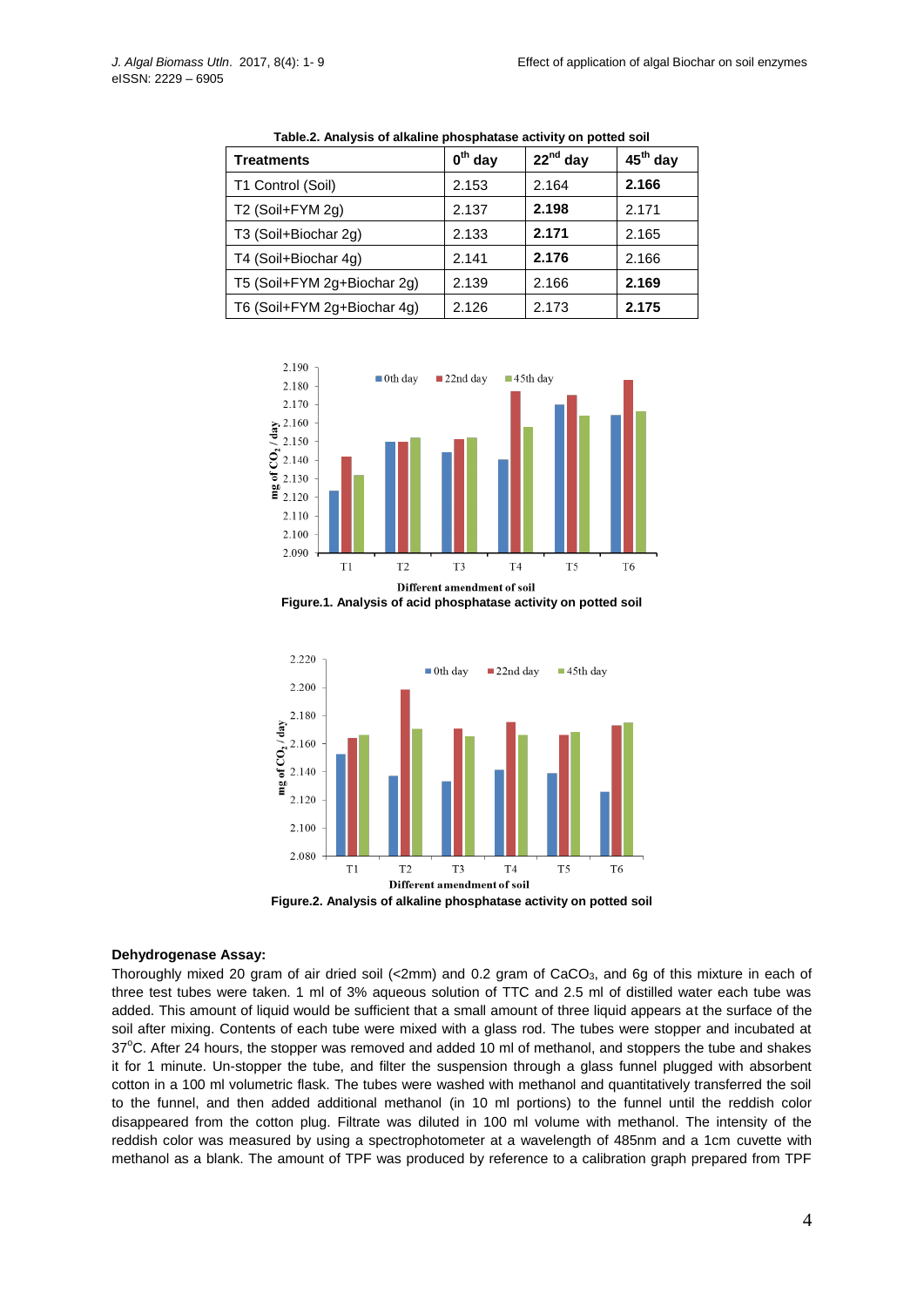**Table.2. Analysis of alkaline phosphatase activity on potted soil**

| Treatments | $0^{th}$ day | $22^{nd}$ day | $45^{th}$ day |
|---|---|---|---|
| T1 Control (Soil) | 2.153 | 2.164 | **2.166** |
| T2 (Soil+FYM 2g) | 2.137 | **2.198** | 2.171 |
| T3 (Soil+Biochar 2g) | 2.133 | **2.171** | 2.165 |
| T4 (Soil+Biochar 4g) | 2.141 | **2.176** | 2.166 |
| T5 (Soil+FYM 2g+Biochar 2g) | 2.139 | 2.166 | **2.169** |
| T6 (Soil+FYM 2g+Biochar 4g) | 2.126 | 2.173 | **2.175** |

**Figure.1. Analysis of acid phosphatase activity on potted soil**

**Figure.2. Analysis of alkaline phosphatase activity on potted soil**

**Dehydrogenase Assay:**

Thoroughly mixed 20 gram of air dried soil (<2mm) and 0.2 gram of $CaCO_3$, and 6g of this mixture in each of three test tubes were taken. 1 ml of 3% aqueous solution of TTC and 2.5 ml of distilled water each tube was added. This amount of liquid would be sufficient that a small amount of three liquid appears at the surface of the soil after mixing. Contents of each tube were mixed with a glass rod. The tubes were stopper and incubated at $37^{o}C$. After 24 hours, the stopper was removed and added 10 ml of methanol, and stoppers the tube and shakes it for 1 minute. Un-stopper the tube, and filter the suspension through a glass funnel plugged with absorbent cotton in a 100 ml volumetric flask. The tubes were washed with methanol and quantitatively transferred the soil to the funnel, and then added additional methanol (in 10 ml portions) to the funnel until the reddish color disappeared from the cotton plug. Filtrate was diluted in 100 ml volume with methanol. The intensity of the reddish color was measured by using a spectrophotometer at a wavelength of 485nm and a 1cm cuvette with methanol as a blank. The amount of TPF was produced by reference to a calibration graph prepared from TPF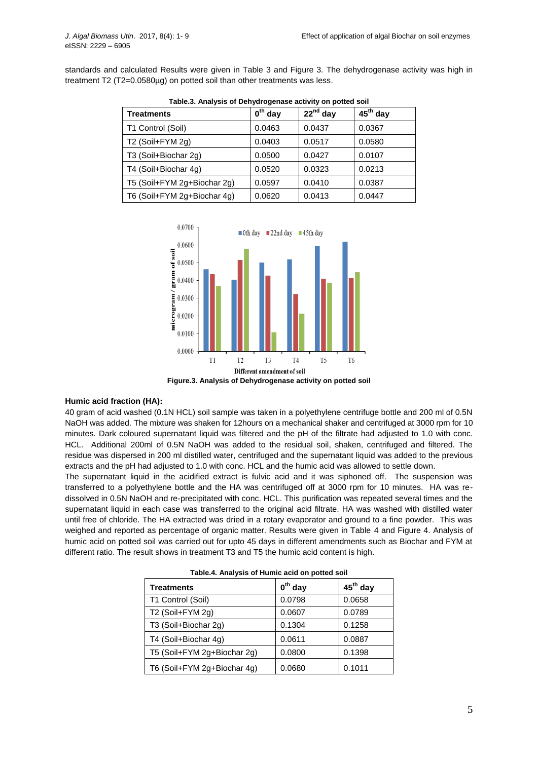standards and calculated Results were given in Table 3 and Figure 3. The dehydrogenase activity was high in treatment T2 (T2=0.0580µg) on potted soil than other treatments was less.

**Table.3. Analysis of Dehydrogenase activity on potted soil**

| Treatments | 0th day | 22nd day | 45th day |
|---|---|---|---|
| T1 Control (Soil) | 0.0463 | 0.0437 | 0.0367 |
| T2 (Soil+FYM 2g) | 0.0403 | 0.0517 | 0.0580 |
| T3 (Soil+Biochar 2g) | 0.0500 | 0.0427 | 0.0107 |
| T4 (Soil+Biochar 4g) | 0.0520 | 0.0323 | 0.0213 |
| T5 (Soil+FYM 2g+Biochar 2g) | 0.0597 | 0.0410 | 0.0387 |
| T6 (Soil+FYM 2g+Biochar 4g) | 0.0620 | 0.0413 | 0.0447 |

**Figure.3. Analysis of Dehydrogenase activity on potted soil**

### Humic acid fraction (HA):

40 gram of acid washed (0.1N HCL) soil sample was taken in a polyethylene centrifuge bottle and 200 ml of 0.5N NaOH was added. The mixture was shaken for 12hours on a mechanical shaker and centrifuged at 3000 rpm for 10 minutes. Dark coloured supernatant liquid was filtered and the pH of the filtrate had adjusted to 1.0 with conc. HCL. Additional 200ml of 0.5N NaOH was added to the residual soil, shaken, centrifuged and filtered. The residue was dispersed in 200 ml distilled water, centrifuged and the supernatant liquid was added to the previous extracts and the pH had adjusted to 1.0 with conc. HCL and the humic acid was allowed to settle down.

The supernatant liquid in the acidified extract is fulvic acid and it was siphoned off. The suspension was transferred to a polyethylene bottle and the HA was centrifuged off at 3000 rpm for 10 minutes. HA was re-dissolved in 0.5N NaOH and re-precipitated with conc. HCL. This purification was repeated several times and the supernatant liquid in each case was transferred to the original acid filtrate. HA was washed with distilled water until free of chloride. The HA extracted was dried in a rotary evaporator and ground to a fine powder. This was weighed and reported as percentage of organic matter. Results were given in Table 4 and Figure 4. Analysis of humic acid on potted soil was carried out for upto 45 days in different amendments such as Biochar and FYM at different ratio. The result shows in treatment T3 and T5 the humic acid content is high.

**Table.4. Analysis of Humic acid on potted soil**

| Treatments | 0th day | 45th day |
|---|---|---|
| T1 Control (Soil) | 0.0798 | 0.0658 |
| T2 (Soil+FYM 2g) | 0.0607 | 0.0789 |
| T3 (Soil+Biochar 2g) | 0.1304 | 0.1258 |
| T4 (Soil+Biochar 4g) | 0.0611 | 0.0887 |
| T5 (Soil+FYM 2g+Biochar 2g) | 0.0800 | 0.1398 |
| T6 (Soil+FYM 2g+Biochar 4g) | 0.0680 | 0.1011 |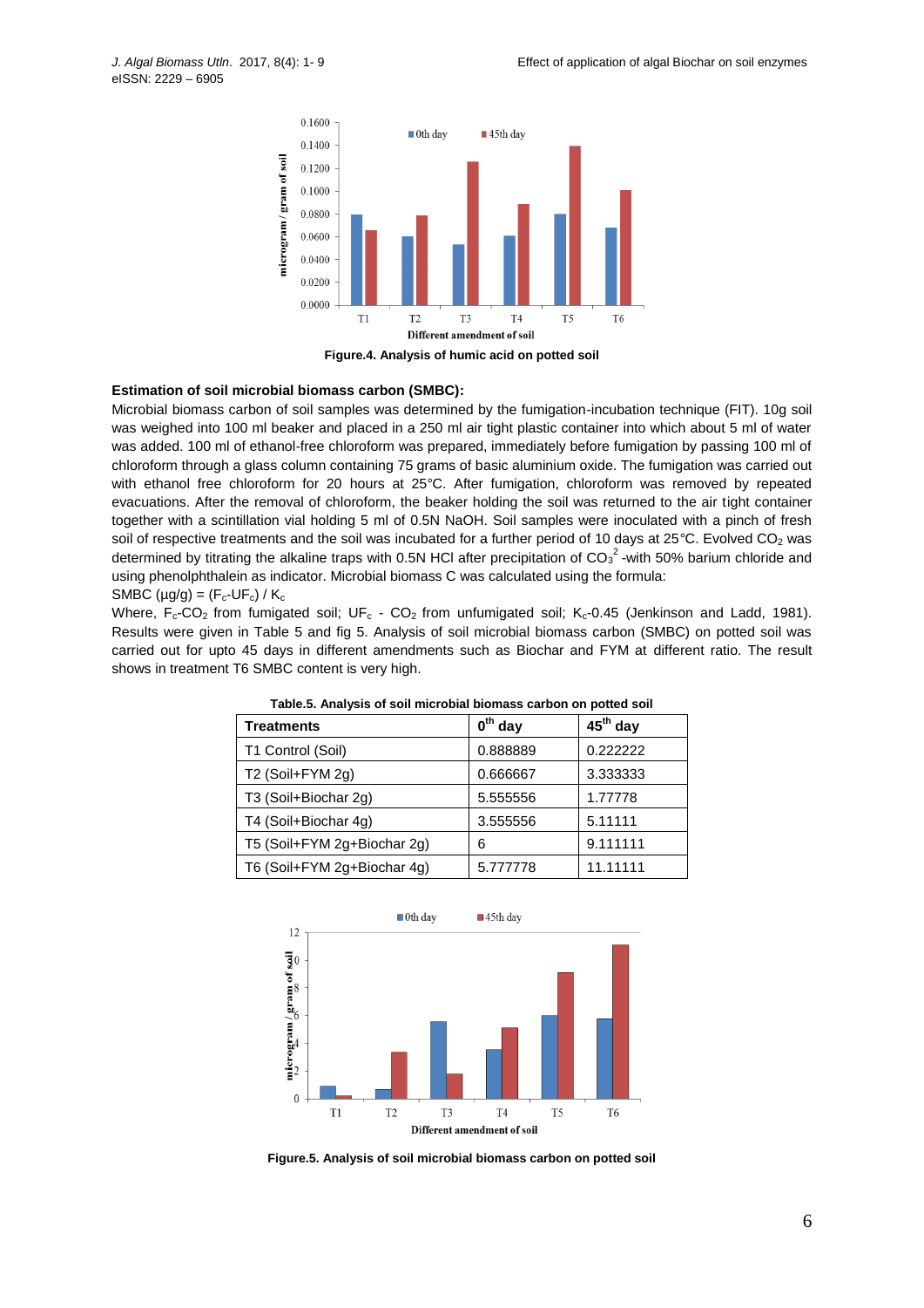Figure.4. Analysis of humic acid on potted soil

### Estimation of soil microbial biomass carbon (SMBC):

Microbial biomass carbon of soil samples was determined by the fumigation-incubation technique (FIT). 10g soil was weighed into 100 ml beaker and placed in a 250 ml air tight plastic container into which about 5 ml of water was added. 100 ml of ethanol-free chloroform was prepared, immediately before fumigation by passing 100 ml of chloroform through a glass column containing 75 grams of basic aluminium oxide. The fumigation was carried out with ethanol free chloroform for 20 hours at 25°C. After fumigation, chloroform was removed by repeated evacuations. After the removal of chloroform, the beaker holding the soil was returned to the air tight container together with a scintillation vial holding 5 ml of 0.5N NaOH. Soil samples were inoculated with a pinch of fresh soil of respective treatments and the soil was incubated for a further period of 10 days at 25°C. Evolved $CO_2$ was determined by titrating the alkaline traps with 0.5N HCl after precipitation of $CO_3^{2}$ -with 50% barium chloride and using phenolphthalein as indicator. Microbial biomass C was calculated using the formula:

SMBC (µg/g) = $(F_c\text{-}UF_c) / K_c$

Where, $F_c$-$CO_2$ from fumigated soil; $UF_c$ - $CO_2$ from unfumigated soil; $K_c$-0.45 (Jenkinson and Ladd, 1981). Results were given in Table 5 and fig 5. Analysis of soil microbial biomass carbon (SMBC) on potted soil was carried out for upto 45 days in different amendments such as Biochar and FYM at different ratio. The result shows in treatment T6 SMBC content is very high.

**Table.5. Analysis of soil microbial biomass carbon on potted soil**

| Treatments | 0th day | 45th day |
|---|---|---|
| T1 Control (Soil) | 0.888889 | 0.222222 |
| T2 (Soil+FYM 2g) | 0.666667 | 3.333333 |
| T3 (Soil+Biochar 2g) | 5.555556 | 1.77778 |
| T4 (Soil+Biochar 4g) | 3.555556 | 5.11111 |
| T5 (Soil+FYM 2g+Biochar 2g) | 6 | 9.111111 |
| T6 (Soil+FYM 2g+Biochar 4g) | 5.777778 | 11.11111 |

Figure.5. Analysis of soil microbial biomass carbon on potted soil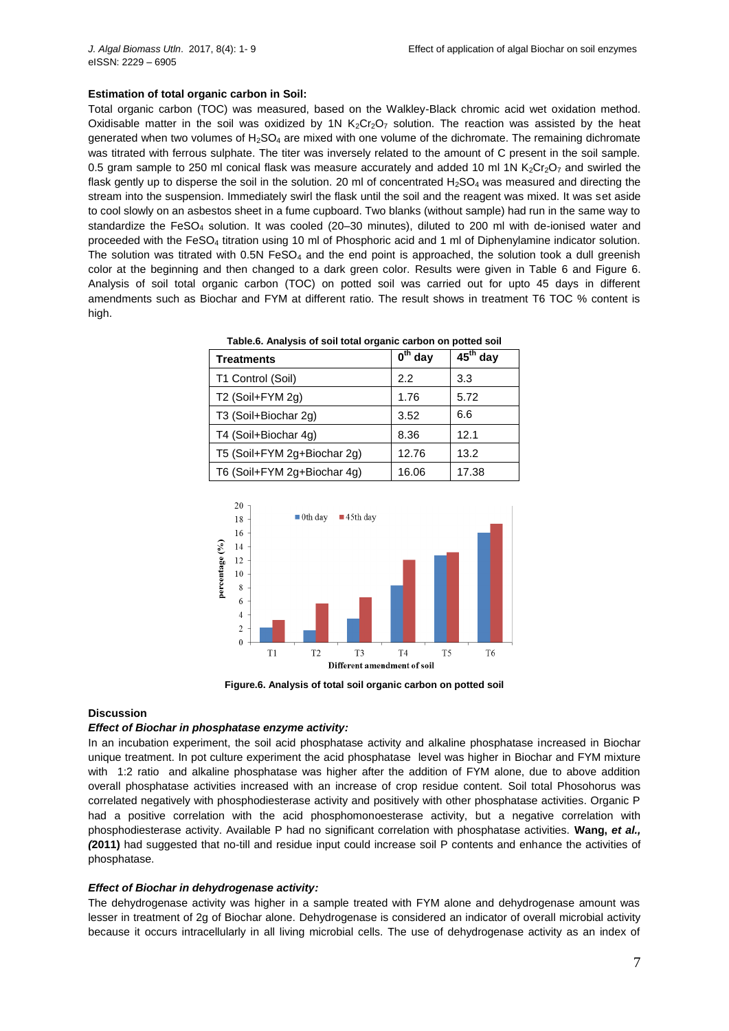#### Estimation of total organic carbon in Soil:

Total organic carbon (TOC) was measured, based on the Walkley-Black chromic acid wet oxidation method. Oxidisable matter in the soil was oxidized by 1N $K_2Cr_2O_7$ solution. The reaction was assisted by the heat generated when two volumes of $H_2SO_4$ are mixed with one volume of the dichromate. The remaining dichromate was titrated with ferrous sulphate. The titer was inversely related to the amount of C present in the soil sample. 0.5 gram sample to 250 ml conical flask was measure accurately and added 10 ml 1N $K_2Cr_2O_7$ and swirled the flask gently up to disperse the soil in the solution. 20 ml of concentrated $H_2SO_4$ was measured and directing the stream into the suspension. Immediately swirl the flask until the soil and the reagent was mixed. It was set aside to cool slowly on an asbestos sheet in a fume cupboard. Two blanks (without sample) had run in the same way to standardize the $FeSO_4$ solution. It was cooled (20–30 minutes), diluted to 200 ml with de-ionised water and proceeded with the $FeSO_4$ titration using 10 ml of Phosphoric acid and 1 ml of Diphenylamine indicator solution. The solution was titrated with 0.5N $FeSO_4$ and the end point is approached, the solution took a dull greenish color at the beginning and then changed to a dark green color. Results were given in Table 6 and Figure 6. Analysis of soil total organic carbon (TOC) on potted soil was carried out for upto 45 days in different amendments such as Biochar and FYM at different ratio. The result shows in treatment T6 TOC % content is high.

**Table.6. Analysis of soil total organic carbon on potted soil**

| Treatments | $0^{th}$ day | $45^{th}$ day |
|---|---|---|
| T1 Control (Soil) | 2.2 | 3.3 |
| T2 (Soil+FYM 2g) | 1.76 | 5.72 |
| T3 (Soil+Biochar 2g) | 3.52 | 6.6 |
| T4 (Soil+Biochar 4g) | 8.36 | 12.1 |
| T5 (Soil+FYM 2g+Biochar 2g) | 12.76 | 13.2 |
| T6 (Soil+FYM 2g+Biochar 4g) | 16.06 | 17.38 |

**Figure.6. Analysis of total soil organic carbon on potted soil**

### Discussion

#### *Effect of Biochar in phosphatase enzyme activity:*

In an incubation experiment, the soil acid phosphatase activity and alkaline phosphatase increased in Biochar unique treatment. In pot culture experiment the acid phosphatase level was higher in Biochar and FYM mixture with 1:2 ratio and alkaline phosphatase was higher after the addition of FYM alone, due to above addition overall phosphatase activities increased with an increase of crop residue content. Soil total Phosohorus was correlated negatively with phosphodiesterase activity and positively with other phosphatase activities. Organic P had a positive correlation with the acid phosphomonoesterase activity, but a negative correlation with phosphodiesterase activity. Available P had no significant correlation with phosphatase activities. **Wang, *et al., (*2011)** had suggested that no-till and residue input could increase soil P contents and enhance the activities of phosphatase.

#### *Effect of Biochar in dehydrogenase activity:*

The dehydrogenase activity was higher in a sample treated with FYM alone and dehydrogenase amount was lesser in treatment of 2g of Biochar alone. Dehydrogenase is considered an indicator of overall microbial activity because it occurs intracellularly in all living microbial cells. The use of dehydrogenase activity as an index of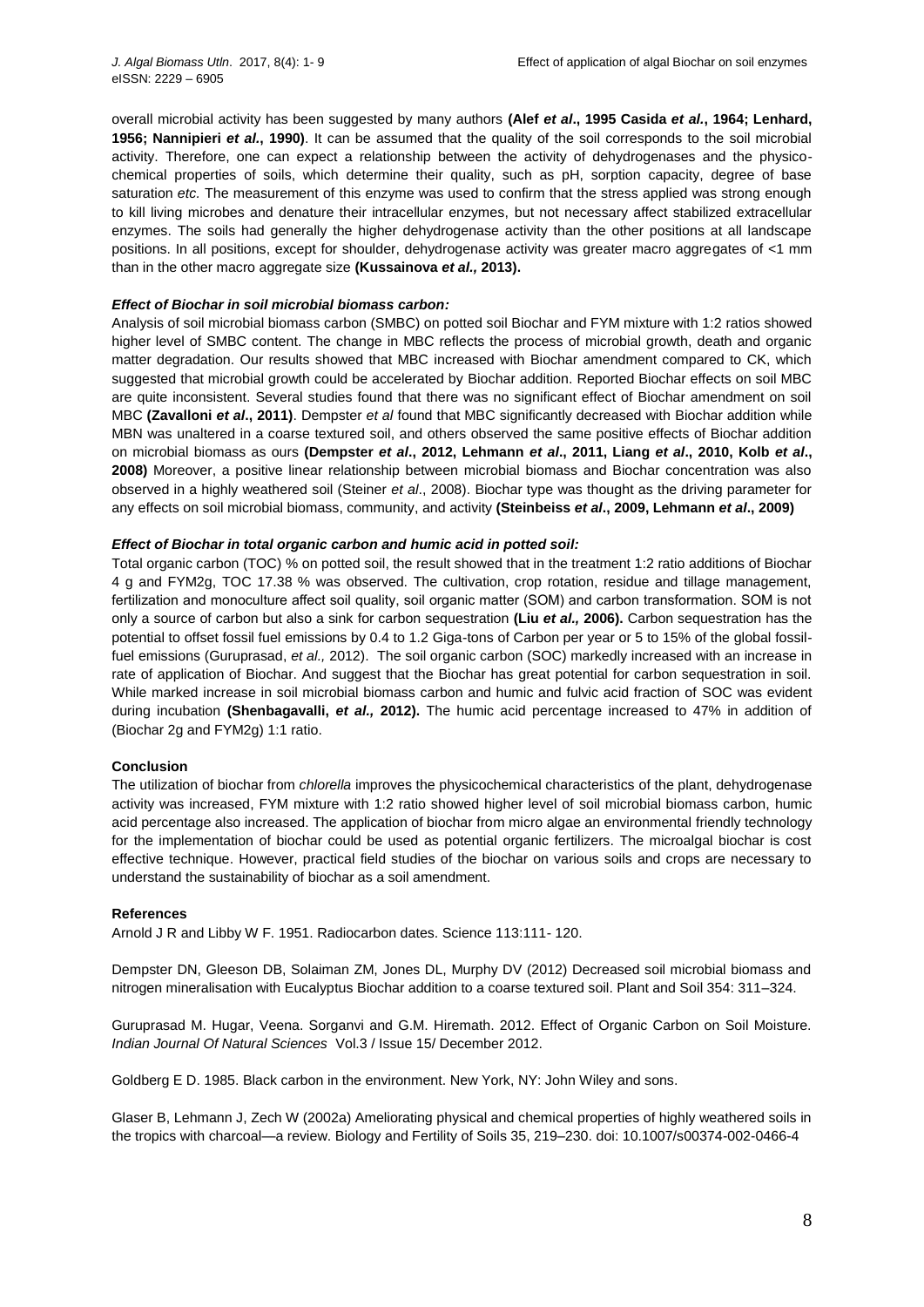overall microbial activity has been suggested by many authors **(Alef *et al*., 1995 Casida *et al.*, 1964; Lenhard, 1956; Nannipieri *et al*., 1990)**. It can be assumed that the quality of the soil corresponds to the soil microbial activity. Therefore, one can expect a relationship between the activity of dehydrogenases and the physico-chemical properties of soils, which determine their quality, such as pH, sorption capacity, degree of base saturation *etc.* The measurement of this enzyme was used to confirm that the stress applied was strong enough to kill living microbes and denature their intracellular enzymes, but not necessary affect stabilized extracellular enzymes. The soils had generally the higher dehydrogenase activity than the other positions at all landscape positions. In all positions, except for shoulder, dehydrogenase activity was greater macro aggregates of <1 mm than in the other macro aggregate size **(Kussainova *et al.,* 2013).**

### *Effect of Biochar in soil microbial biomass carbon:*

Analysis of soil microbial biomass carbon (SMBC) on potted soil Biochar and FYM mixture with 1:2 ratios showed higher level of SMBC content. The change in MBC reflects the process of microbial growth, death and organic matter degradation. Our results showed that MBC increased with Biochar amendment compared to CK, which suggested that microbial growth could be accelerated by Biochar addition. Reported Biochar effects on soil MBC are quite inconsistent. Several studies found that there was no significant effect of Biochar amendment on soil MBC **(Zavalloni *et al*., 2011)**. Dempster *et al* found that MBC significantly decreased with Biochar addition while MBN was unaltered in a coarse textured soil, and others observed the same positive effects of Biochar addition on microbial biomass as ours **(Dempster *et al*., 2012, Lehmann *et al*., 2011, Liang *et al*., 2010, Kolb *et al*., 2008)** Moreover, a positive linear relationship between microbial biomass and Biochar concentration was also observed in a highly weathered soil (Steiner *et al*., 2008). Biochar type was thought as the driving parameter for any effects on soil microbial biomass, community, and activity **(Steinbeiss *et al*., 2009, Lehmann *et al*., 2009)**

### *Effect of Biochar in total organic carbon and humic acid in potted soil:*

Total organic carbon (TOC) % on potted soil, the result showed that in the treatment 1:2 ratio additions of Biochar 4 g and FYM2g, TOC 17.38 % was observed. The cultivation, crop rotation, residue and tillage management, fertilization and monoculture affect soil quality, soil organic matter (SOM) and carbon transformation. SOM is not only a source of carbon but also a sink for carbon sequestration **(Liu *et al.,* 2006).** Carbon sequestration has the potential to offset fossil fuel emissions by 0.4 to 1.2 Giga-tons of Carbon per year or 5 to 15% of the global fossil-fuel emissions (Guruprasad, *et al.,* 2012). The soil organic carbon (SOC) markedly increased with an increase in rate of application of Biochar. And suggest that the Biochar has great potential for carbon sequestration in soil. While marked increase in soil microbial biomass carbon and humic and fulvic acid fraction of SOC was evident during incubation **(Shenbagavalli, *et al.,* 2012).** The humic acid percentage increased to 47% in addition of (Biochar 2g and FYM2g) 1:1 ratio.

### Conclusion

The utilization of biochar from *chlorella* improves the physicochemical characteristics of the plant, dehydrogenase activity was increased, FYM mixture with 1:2 ratio showed higher level of soil microbial biomass carbon, humic acid percentage also increased. The application of biochar from micro algae an environmental friendly technology for the implementation of biochar could be used as potential organic fertilizers. The microalgal biochar is cost effective technique. However, practical field studies of the biochar on various soils and crops are necessary to understand the sustainability of biochar as a soil amendment.

### References

Arnold J R and Libby W F. 1951. Radiocarbon dates. Science 113:111- 120.

Dempster DN, Gleeson DB, Solaiman ZM, Jones DL, Murphy DV (2012) Decreased soil microbial biomass and nitrogen mineralisation with Eucalyptus Biochar addition to a coarse textured soil. Plant and Soil 354: 311–324.

Guruprasad M. Hugar, Veena. Sorganvi and G.M. Hiremath. 2012. Effect of Organic Carbon on Soil Moisture. *Indian Journal Of Natural Sciences* Vol.3 / Issue 15/ December 2012.

Goldberg E D. 1985. Black carbon in the environment. New York, NY: John Wiley and sons.

Glaser B, Lehmann J, Zech W (2002a) Ameliorating physical and chemical properties of highly weathered soils in the tropics with charcoal—a review. Biology and Fertility of Soils 35, 219–230. doi: 10.1007/s00374-002-0466-4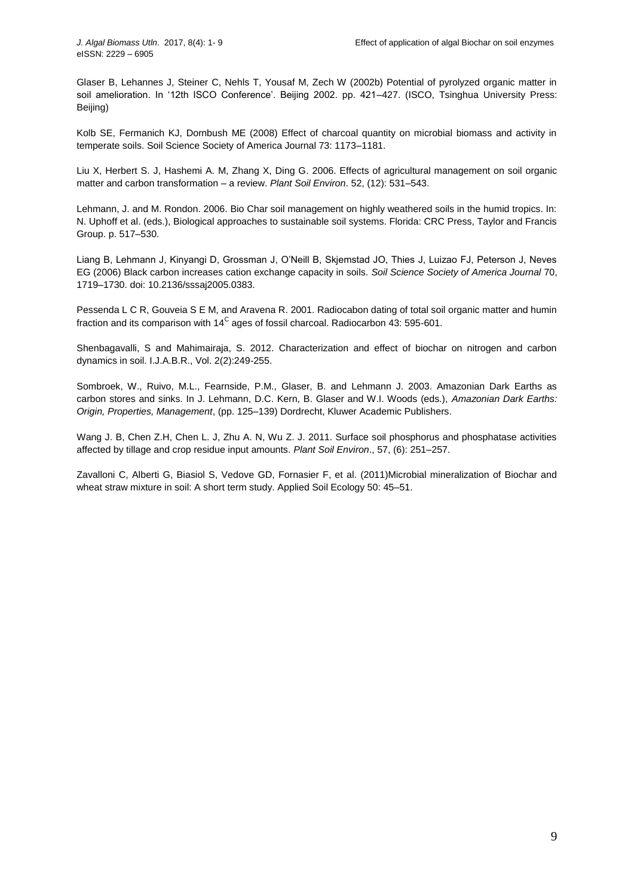Glaser B, Lehannes J, Steiner C, Nehls T, Yousaf M, Zech W (2002b) Potential of pyrolyzed organic matter in soil amelioration. In '12th ISCO Conference'. Beijing 2002. pp. 421–427. (ISCO, Tsinghua University Press: Beijing)

Kolb SE, Fermanich KJ, Dornbush ME (2008) Effect of charcoal quantity on microbial biomass and activity in temperate soils. Soil Science Society of America Journal 73: 1173–1181.

Liu X, Herbert S. J, Hashemi A. M, Zhang X, Ding G. 2006. Effects of agricultural management on soil organic matter and carbon transformation – a review. *Plant Soil Environ*. 52, (12): 531–543.

Lehmann, J. and M. Rondon. 2006. Bio Char soil management on highly weathered soils in the humid tropics. In: N. Uphoff et al. (eds.), Biological approaches to sustainable soil systems. Florida: CRC Press, Taylor and Francis Group. p. 517–530.

Liang B, Lehmann J, Kinyangi D, Grossman J, O'Neill B, Skjemstad JO, Thies J, Luizao FJ, Peterson J, Neves EG (2006) Black carbon increases cation exchange capacity in soils. *Soil Science Society of America Journal* 70, 1719–1730. doi: 10.2136/sssaj2005.0383.

Pessenda L C R, Gouveia S E M, and Aravena R. 2001. Radiocabon dating of total soil organic matter and humin fraction and its comparison with $14^{C}$ ages of fossil charcoal. Radiocarbon 43: 595-601.

Shenbagavalli, S and Mahimairaja, S. 2012. Characterization and effect of biochar on nitrogen and carbon dynamics in soil. I.J.A.B.R., Vol. 2(2):249-255.

Sombroek, W., Ruivo, M.L., Fearnside, P.M., Glaser, B. and Lehmann J. 2003. Amazonian Dark Earths as carbon stores and sinks. In J. Lehmann, D.C. Kern, B. Glaser and W.I. Woods (eds.), *Amazonian Dark Earths: Origin, Properties, Management*, (pp. 125–139) Dordrecht, Kluwer Academic Publishers.

Wang J. B, Chen Z.H, Chen L. J, Zhu A. N, Wu Z. J. 2011. Surface soil phosphorus and phosphatase activities affected by tillage and crop residue input amounts. *Plant Soil Environ*., 57, (6): 251–257.

Zavalloni C, Alberti G, Biasiol S, Vedove GD, Fornasier F, et al. (2011)Microbial mineralization of Biochar and wheat straw mixture in soil: A short term study. Applied Soil Ecology 50: 45–51.